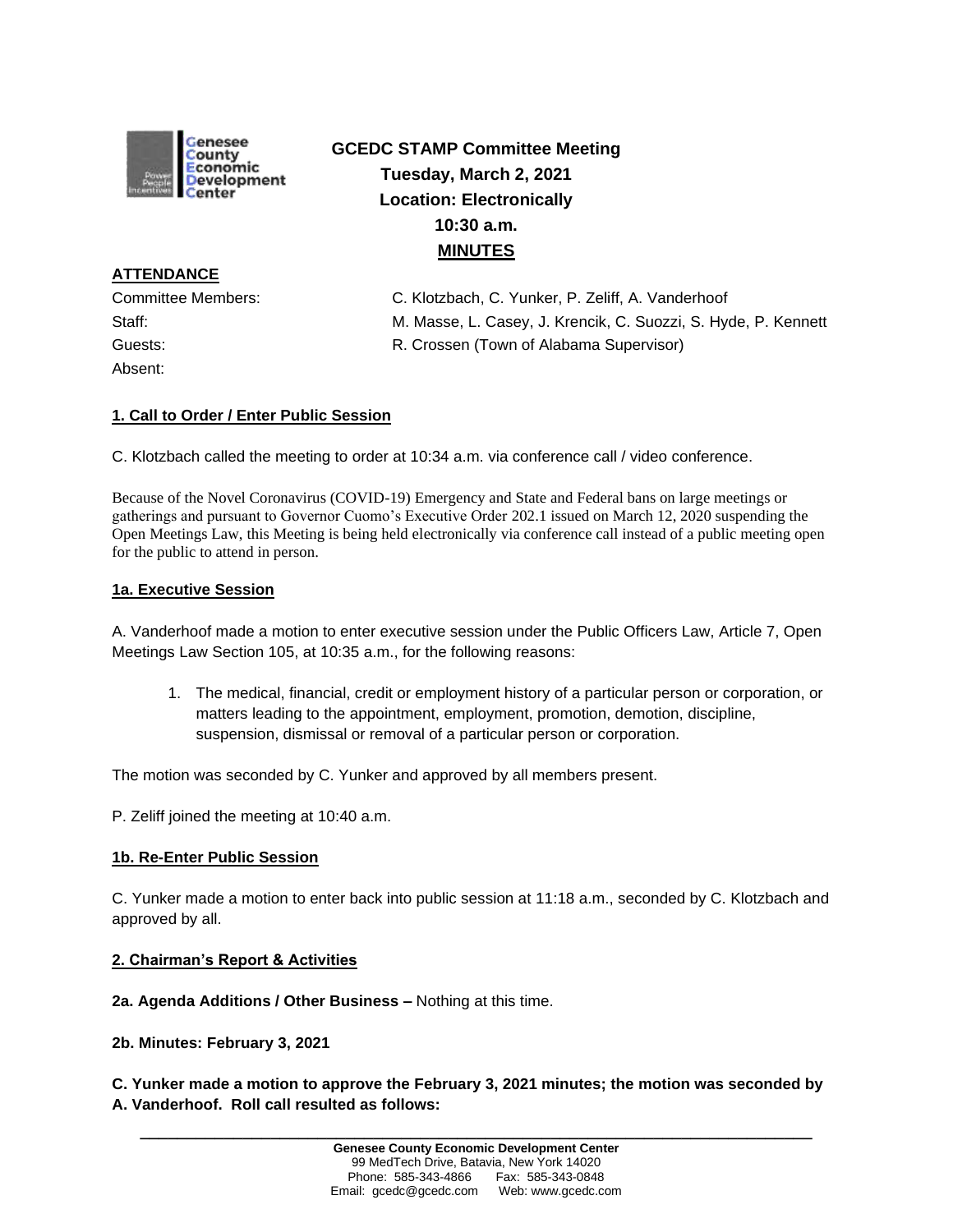# GCEDC STAMP Committee Meeting

**Tuesday, March 2, 2021**

**Location: Electronically**

**10:30 a.m.**

**MINUTES**

**ATTENDANCE**

| | |
|---|---|
| Committee Members: | C. Klotzbach, C. Yunker, P. Zeliff, A. Vanderhoof |
| Staff: | M. Masse, L. Casey, J. Krencik, C. Suozzi, S. Hyde, P. Kennett |
| Guests: | R. Crossen (Town of Alabama Supervisor) |
| Absent: | |

**1. Call to Order / Enter Public Session**

C. Klotzbach called the meeting to order at 10:34 a.m. via conference call / video conference.

Because of the Novel Coronavirus (COVID-19) Emergency and State and Federal bans on large meetings or gatherings and pursuant to Governor Cuomo's Executive Order 202.1 issued on March 12, 2020 suspending the Open Meetings Law, this Meeting is being held electronically via conference call instead of a public meeting open for the public to attend in person.

**1a. Executive Session**

A. Vanderhoof made a motion to enter executive session under the Public Officers Law, Article 7, Open Meetings Law Section 105, at 10:35 a.m., for the following reasons:

1. The medical, financial, credit or employment history of a particular person or corporation, or matters leading to the appointment, employment, promotion, demotion, discipline, suspension, dismissal or removal of a particular person or corporation.

The motion was seconded by C. Yunker and approved by all members present.

P. Zeliff joined the meeting at 10:40 a.m.

**1b. Re-Enter Public Session**

C. Yunker made a motion to enter back into public session at 11:18 a.m., seconded by C. Klotzbach and approved by all.

**2. Chairman's Report & Activities**

**2a. Agenda Additions / Other Business –** Nothing at this time.

**2b. Minutes: February 3, 2021**

**C. Yunker made a motion to approve the February 3, 2021 minutes; the motion was seconded by A. Vanderhoof. Roll call resulted as follows:**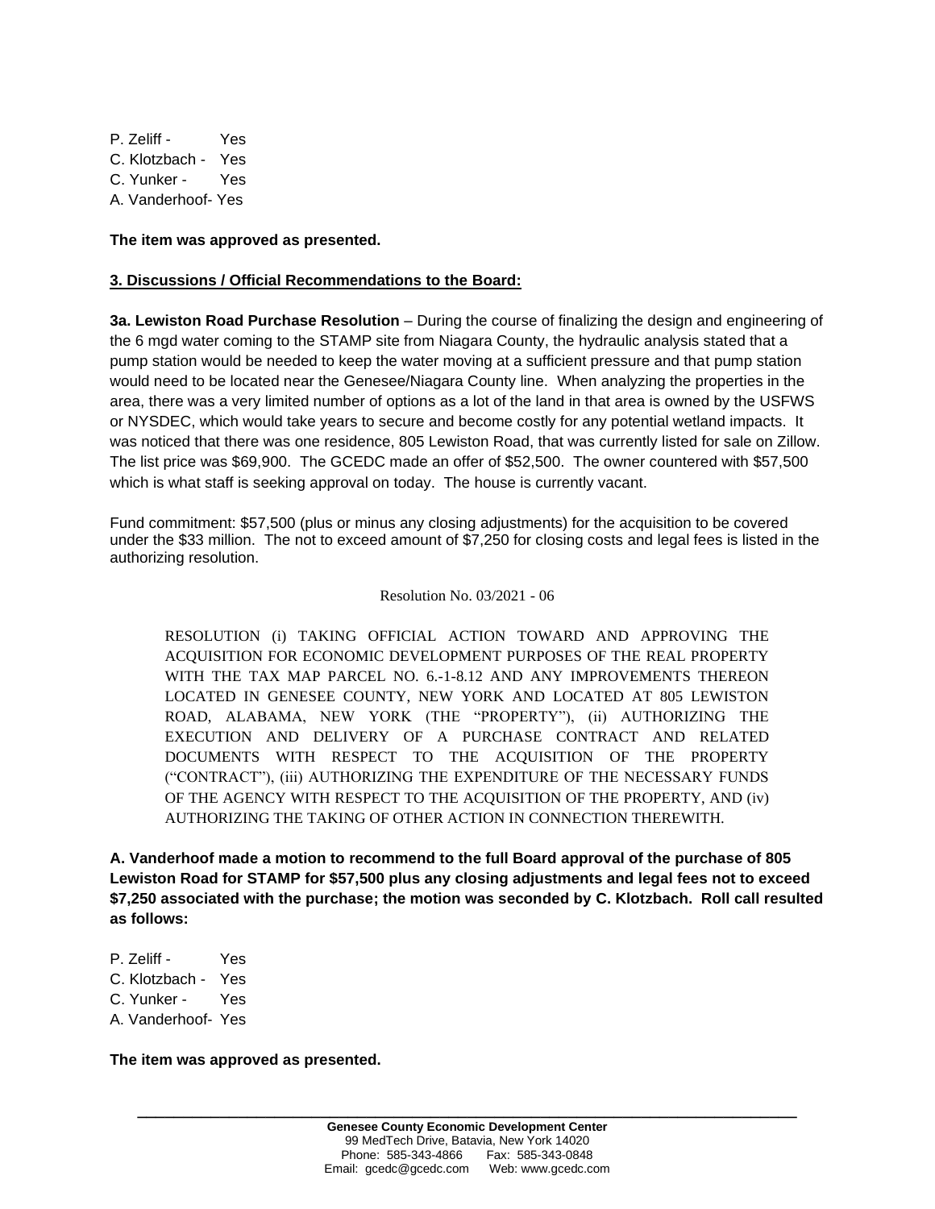P. Zeliff - Yes  
C. Klotzbach - Yes  
C. Yunker - Yes  
A. Vanderhoof- Yes

**The item was approved as presented.**

**3. Discussions / Official Recommendations to the Board:**

**3a. Lewiston Road Purchase Resolution** – During the course of finalizing the design and engineering of the 6 mgd water coming to the STAMP site from Niagara County, the hydraulic analysis stated that a pump station would be needed to keep the water moving at a sufficient pressure and that pump station would need to be located near the Genesee/Niagara County line. When analyzing the properties in the area, there was a very limited number of options as a lot of the land in that area is owned by the USFWS or NYSDEC, which would take years to secure and become costly for any potential wetland impacts. It was noticed that there was one residence, 805 Lewiston Road, that was currently listed for sale on Zillow. The list price was $69,900. The GCEDC made an offer of $52,500. The owner countered with $57,500 which is what staff is seeking approval on today. The house is currently vacant.

Fund commitment: $57,500 (plus or minus any closing adjustments) for the acquisition to be covered under the $33 million. The not to exceed amount of $7,250 for closing costs and legal fees is listed in the authorizing resolution.

Resolution No. 03/2021 - 06

RESOLUTION (i) TAKING OFFICIAL ACTION TOWARD AND APPROVING THE ACQUISITION FOR ECONOMIC DEVELOPMENT PURPOSES OF THE REAL PROPERTY WITH THE TAX MAP PARCEL NO. 6.-1-8.12 AND ANY IMPROVEMENTS THEREON LOCATED IN GENESEE COUNTY, NEW YORK AND LOCATED AT 805 LEWISTON ROAD, ALABAMA, NEW YORK (THE "PROPERTY"), (ii) AUTHORIZING THE EXECUTION AND DELIVERY OF A PURCHASE CONTRACT AND RELATED DOCUMENTS WITH RESPECT TO THE ACQUISITION OF THE PROPERTY ("CONTRACT"), (iii) AUTHORIZING THE EXPENDITURE OF THE NECESSARY FUNDS OF THE AGENCY WITH RESPECT TO THE ACQUISITION OF THE PROPERTY, AND (iv) AUTHORIZING THE TAKING OF OTHER ACTION IN CONNECTION THEREWITH.

**A. Vanderhoof made a motion to recommend to the full Board approval of the purchase of 805 Lewiston Road for STAMP for $57,500 plus any closing adjustments and legal fees not to exceed $7,250 associated with the purchase; the motion was seconded by C. Klotzbach. Roll call resulted as follows:**

P. Zeliff - Yes  
C. Klotzbach - Yes  
C. Yunker - Yes  
A. Vanderhoof- Yes

**The item was approved as presented.**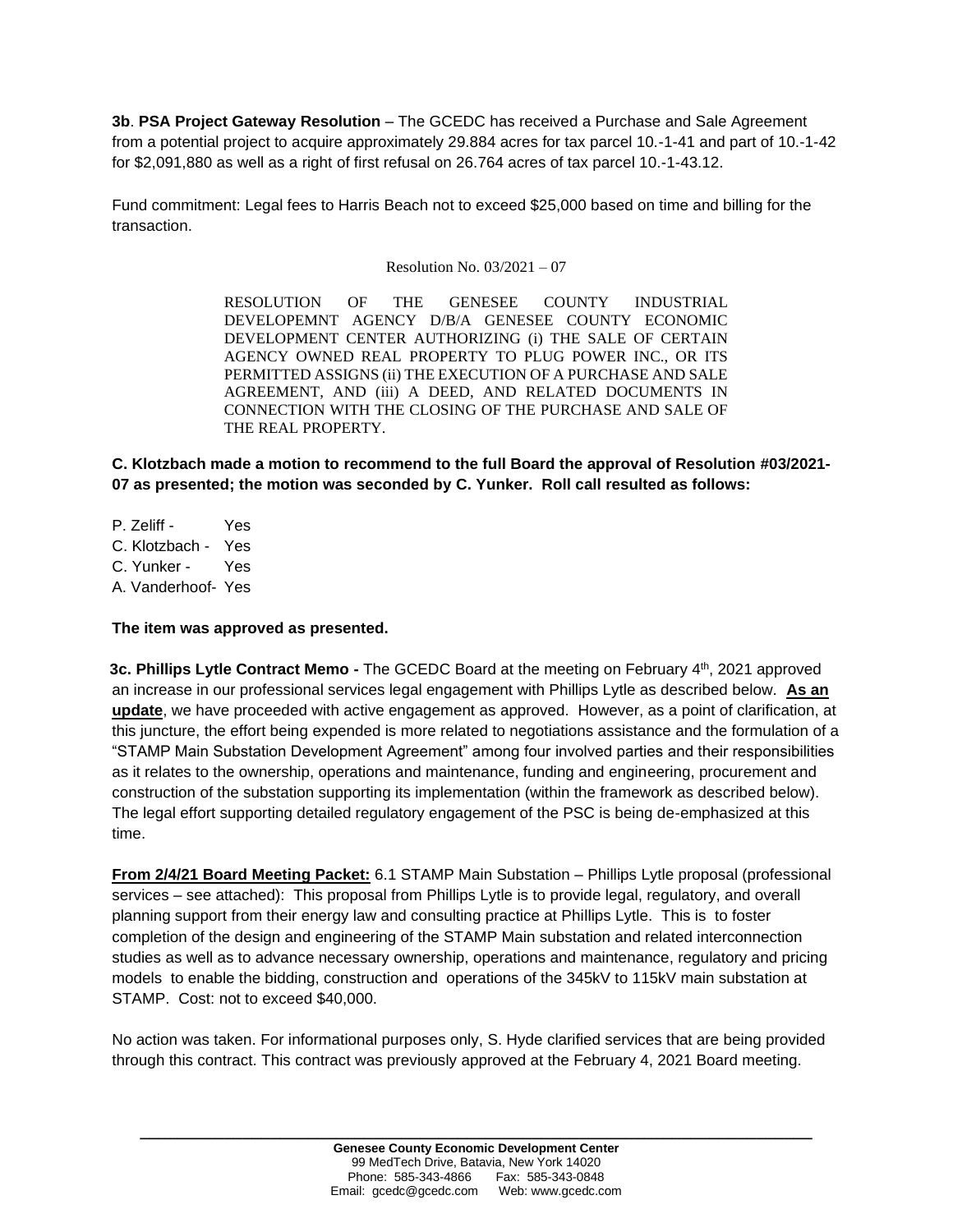**3b**. **PSA Project Gateway Resolution** – The GCEDC has received a Purchase and Sale Agreement from a potential project to acquire approximately 29.884 acres for tax parcel 10.-1-41 and part of 10.-1-42 for $2,091,880 as well as a right of first refusal on 26.764 acres of tax parcel 10.-1-43.12.

Fund commitment: Legal fees to Harris Beach not to exceed $25,000 based on time and billing for the transaction.

Resolution No. 03/2021 – 07

RESOLUTION OF THE GENESEE COUNTY INDUSTRIAL DEVELOPEMNT AGENCY D/B/A GENESEE COUNTY ECONOMIC DEVELOPMENT CENTER AUTHORIZING (i) THE SALE OF CERTAIN AGENCY OWNED REAL PROPERTY TO PLUG POWER INC., OR ITS PERMITTED ASSIGNS (ii) THE EXECUTION OF A PURCHASE AND SALE AGREEMENT, AND (iii) A DEED, AND RELATED DOCUMENTS IN CONNECTION WITH THE CLOSING OF THE PURCHASE AND SALE OF THE REAL PROPERTY.

**C. Klotzbach made a motion to recommend to the full Board the approval of Resolution #03/2021-07 as presented; the motion was seconded by C. Yunker. Roll call resulted as follows:**

P. Zeliff - Yes
C. Klotzbach - Yes
C. Yunker - Yes
A. Vanderhoof- Yes

**The item was approved as presented.**

**3c. Phillips Lytle Contract Memo -** The GCEDC Board at the meeting on February 4th, 2021 approved an increase in our professional services legal engagement with Phillips Lytle as described below. **As an update**, we have proceeded with active engagement as approved. However, as a point of clarification, at this juncture, the effort being expended is more related to negotiations assistance and the formulation of a "STAMP Main Substation Development Agreement" among four involved parties and their responsibilities as it relates to the ownership, operations and maintenance, funding and engineering, procurement and construction of the substation supporting its implementation (within the framework as described below). The legal effort supporting detailed regulatory engagement of the PSC is being de-emphasized at this time.

**From 2/4/21 Board Meeting Packet:** 6.1 STAMP Main Substation – Phillips Lytle proposal (professional services – see attached): This proposal from Phillips Lytle is to provide legal, regulatory, and overall planning support from their energy law and consulting practice at Phillips Lytle. This is to foster completion of the design and engineering of the STAMP Main substation and related interconnection studies as well as to advance necessary ownership, operations and maintenance, regulatory and pricing models to enable the bidding, construction and operations of the 345kV to 115kV main substation at STAMP. Cost: not to exceed $40,000.

No action was taken. For informational purposes only, S. Hyde clarified services that are being provided through this contract. This contract was previously approved at the February 4, 2021 Board meeting.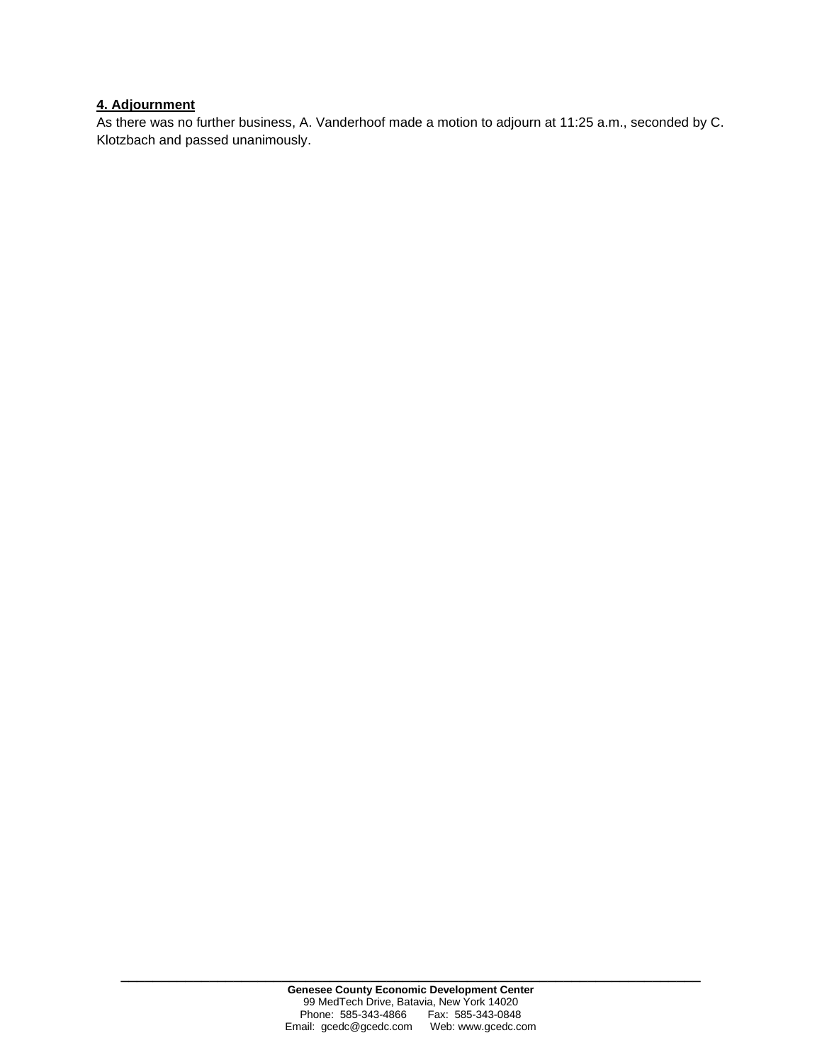**4. Adjournment**

As there was no further business, A. Vanderhoof made a motion to adjourn at 11:25 a.m., seconded by C. Klotzbach and passed unanimously.